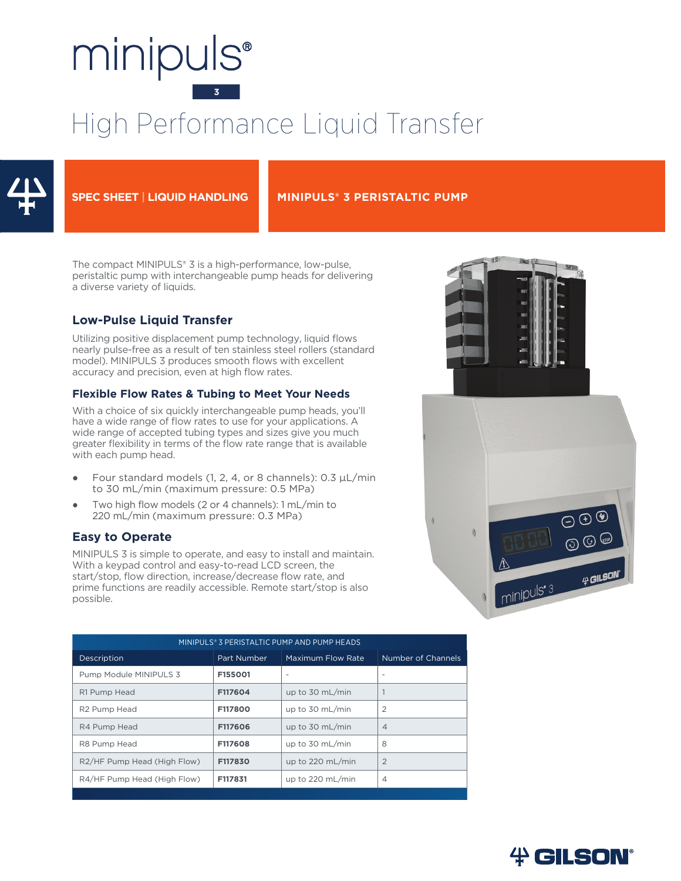# minipuls® 3

# High Performance Liquid Transfer

SPEC SHEET | LIQUID HANDLING

MINIPULS® 3 PERISTALTIC PUMP

The compact MINIPULS® 3 is a high-performance, low-pulse, peristaltic pump with interchangeable pump heads for delivering a diverse variety of liquids.

## Low-Pulse Liquid Transfer

Utilizing positive displacement pump technology, liquid flows nearly pulse-free as a result of ten stainless steel rollers (standard model). MINIPULS 3 produces smooth flows with excellent accuracy and precision, even at high flow rates.

### Flexible Flow Rates & Tubing to Meet Your Needs

With a choice of six quickly interchangeable pump heads, you'll have a wide range of flow rates to use for your applications. A wide range of accepted tubing types and sizes give you much greater flexibility in terms of the flow rate range that is available with each pump head.

- Four standard models (1, 2, 4, or 8 channels): 0.3 µL/min to 30 mL/min (maximum pressure: 0.5 MPa)
- Two high flow models (2 or 4 channels): 1 mL/min to 220 mL/min (maximum pressure: 0.3 MPa)

## Easy to Operate

MINIPULS 3 is simple to operate, and easy to install and maintain. With a keypad control and easy-to-read LCD screen, the start/stop, flow direction, increase/decrease flow rate, and prime functions are readily accessible. Remote start/stop is also possible.

| MINIPULS® 3 PERISTALTIC PUMP AND PUMP HEADS | | | |
|---|---|---|---|
| Description | Part Number | Maximum Flow Rate | Number of Channels |
| Pump Module MINIPULS 3 | **F155001** | - | - |
| R1 Pump Head | **F117604** | up to 30 mL/min | 1 |
| R2 Pump Head | **F117800** | up to 30 mL/min | 2 |
| R4 Pump Head | **F117606** | up to 30 mL/min | 4 |
| R8 Pump Head | **F117608** | up to 30 mL/min | 8 |
| R2/HF Pump Head (High Flow) | **F117830** | up to 220 mL/min | 2 |
| R4/HF Pump Head (High Flow) | **F117831** | up to 220 mL/min | 4 |

GILSON®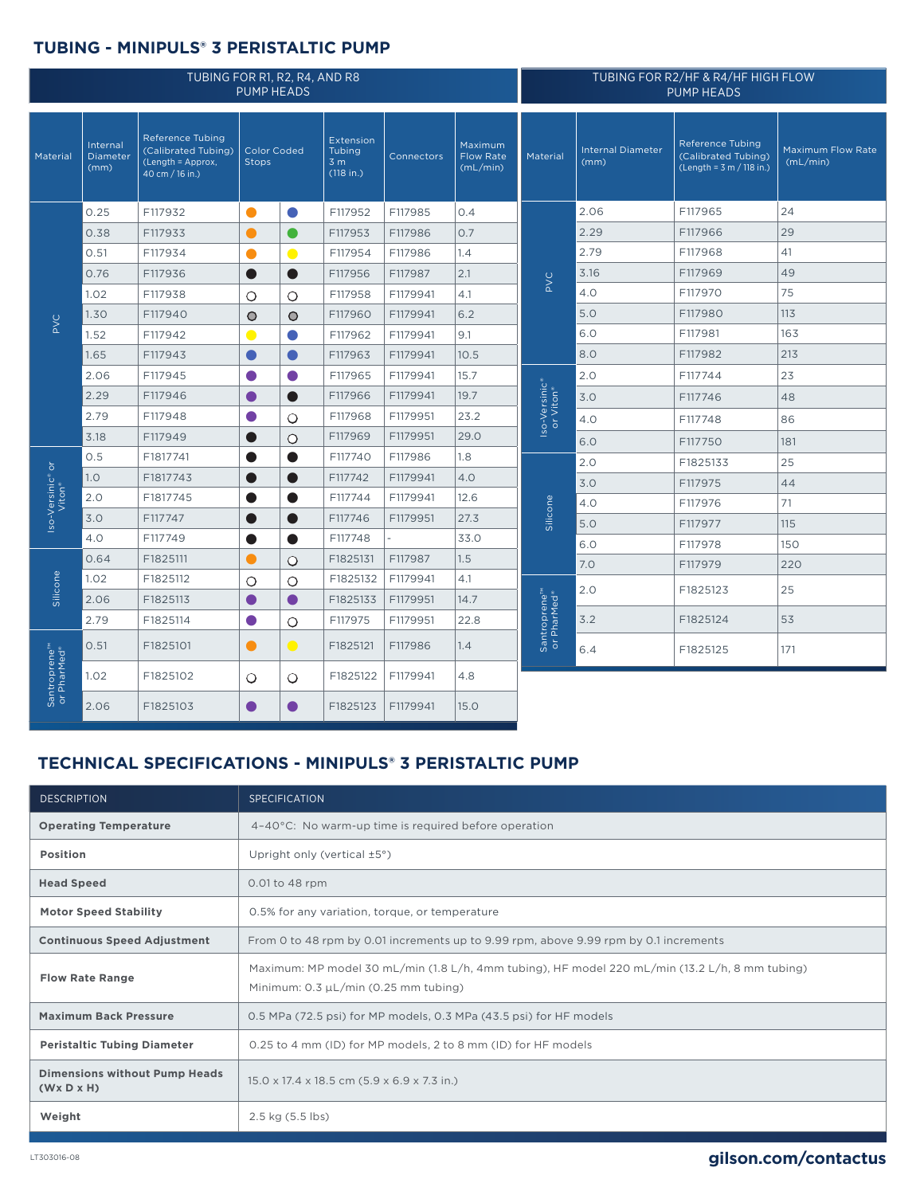## TUBING - MINIPULS® 3 PERISTALTIC PUMP

### TUBING FOR R1, R2, R4, AND R8 PUMP HEADS

| Material | Internal Diameter (mm) | Reference Tubing (Calibrated Tubing) (Length = Approx, 40 cm / 16 in.) | Color Coded Stops | | Extension Tubing 3 m (118 in.) | Connectors | Maximum Flow Rate (mL/min) |
|---|---|---|---|---|---|---|---|
| PVC | 0.25 | F117932 | Orange | Blue | F117952 | F117985 | 0.4 |
| PVC | 0.38 | F117933 | Orange | Green | F117953 | F117986 | 0.7 |
| PVC | 0.51 | F117934 | Orange | Yellow | F117954 | F117986 | 1.4 |
| PVC | 0.76 | F117936 | Black | Black | F117956 | F117987 | 2.1 |
| PVC | 1.02 | F117938 | White | White | F117958 | F1179941 | 4.1 |
| PVC | 1.30 | F117940 | Gray | Gray | F117960 | F1179941 | 6.2 |
| PVC | 1.52 | F117942 | Yellow | Blue | F117962 | F1179941 | 9.1 |
| PVC | 1.65 | F117943 | Blue | Blue | F117963 | F1179941 | 10.5 |
| PVC | 2.06 | F117945 | Purple | Purple | F117965 | F1179941 | 15.7 |
| PVC | 2.29 | F117946 | Purple | Black | F117966 | F1179941 | 19.7 |
| PVC | 2.79 | F117948 | Purple | White | F117968 | F1179951 | 23.2 |
| PVC | 3.18 | F117949 | Black | White | F117969 | F1179951 | 29.0 |
| Iso-Versinic® or Viton® | 0.5 | F1817741 | Black | Black | F117740 | F117986 | 1.8 |
| Iso-Versinic® or Viton® | 1.0 | F1817743 | Black | Black | F117742 | F1179941 | 4.0 |
| Iso-Versinic® or Viton® | 2.0 | F1817745 | Black | Black | F117744 | F1179941 | 12.6 |
| Iso-Versinic® or Viton® | 3.0 | F117747 | Black | Black | F117746 | F1179951 | 27.3 |
| Iso-Versinic® or Viton® | 4.0 | F117749 | Black | Black | F117748 | - | 33.0 |
| Silicone | 0.64 | F1825111 | Orange | White | F1825131 | F117987 | 1.5 |
| Silicone | 1.02 | F1825112 | White | White | F1825132 | F1179941 | 4.1 |
| Silicone | 2.06 | F1825113 | Purple | Purple | F1825133 | F1179951 | 14.7 |
| Silicone | 2.79 | F1825114 | Purple | White | F117975 | F1179951 | 22.8 |
| Santoprene™ or PharMed® | 0.51 | F1825101 | Orange | Yellow | F1825121 | F117986 | 1.4 |
| Santoprene™ or PharMed® | 1.02 | F1825102 | White | White | F1825122 | F1179941 | 4.8 |
| Santoprene™ or PharMed® | 2.06 | F1825103 | Purple | Purple | F1825123 | F1179941 | 15.0 |

### TUBING FOR R2/HF & R4/HF HIGH FLOW PUMP HEADS

| Material | Internal Diameter (mm) | Reference Tubing (Calibrated Tubing) (Length = 3 m / 118 in.) | Maximum Flow Rate (mL/min) |
|---|---|---|---|
| PVC | 2.06 | F117965 | 24 |
| PVC | 2.29 | F117966 | 29 |
| PVC | 2.79 | F117968 | 41 |
| PVC | 3.16 | F117969 | 49 |
| PVC | 4.0 | F117970 | 75 |
| PVC | 5.0 | F117980 | 113 |
| PVC | 6.0 | F117981 | 163 |
| PVC | 8.0 | F117982 | 213 |
| Iso-Versinic® or Viton® | 2.0 | F117744 | 23 |
| Iso-Versinic® or Viton® | 3.0 | F117746 | 48 |
| Iso-Versinic® or Viton® | 4.0 | F117748 | 86 |
| Iso-Versinic® or Viton® | 6.0 | F117750 | 181 |
| Silicone | 2.0 | F1825133 | 25 |
| Silicone | 3.0 | F117975 | 44 |
| Silicone | 4.0 | F117976 | 71 |
| Silicone | 5.0 | F117977 | 115 |
| Silicone | 6.0 | F117978 | 150 |
| Silicone | 7.0 | F117979 | 220 |
| Santoprene™ or PharMed® | 2.0 | F1825123 | 25 |
| Santoprene™ or PharMed® | 3.2 | F1825124 | 53 |
| Santoprene™ or PharMed® | 6.4 | F1825125 | 171 |

## TECHNICAL SPECIFICATIONS - MINIPULS® 3 PERISTALTIC PUMP

| DESCRIPTION | SPECIFICATION |
|---|---|
| **Operating Temperature** | 4–40°C: No warm-up time is required before operation |
| **Position** | Upright only (vertical ±5°) |
| **Head Speed** | 0.01 to 48 rpm |
| **Motor Speed Stability** | 0.5% for any variation, torque, or temperature |
| **Continuous Speed Adjustment** | From 0 to 48 rpm by 0.01 increments up to 9.99 rpm, above 9.99 rpm by 0.1 increments |
| **Flow Rate Range** | Maximum: MP model 30 mL/min (1.8 L/h, 4mm tubing), HF model 220 mL/min (13.2 L/h, 8 mm tubing)<br>Minimum: 0.3 µL/min (0.25 mm tubing) |
| **Maximum Back Pressure** | 0.5 MPa (72.5 psi) for MP models, 0.3 MPa (43.5 psi) for HF models |
| **Peristaltic Tubing Diameter** | 0.25 to 4 mm (ID) for MP models, 2 to 8 mm (ID) for HF models |
| **Dimensions without Pump Heads (W x D x H)** | 15.0 x 17.4 x 18.5 cm (5.9 x 6.9 x 7.3 in.) |
| **Weight** | 2.5 kg (5.5 lbs) |

LT303016-08

**gilson.com/contactus**